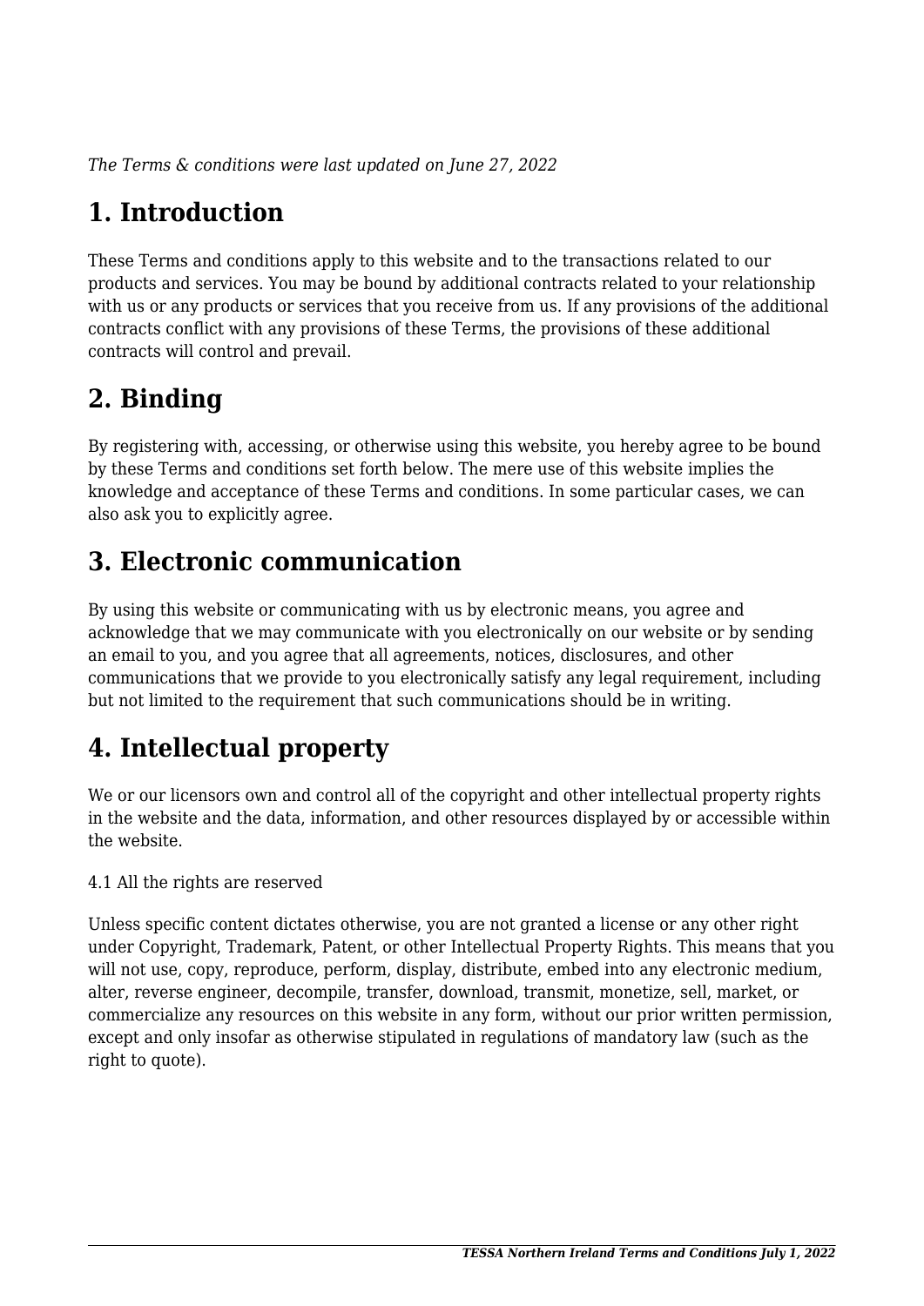*The Terms & conditions were last updated on June 27, 2022*

# 1. Introduction

These Terms and conditions apply to this website and to the transactions related to our products and services. You may be bound by additional contracts related to your relationship with us or any products or services that you receive from us. If any provisions of the additional contracts conflict with any provisions of these Terms, the provisions of these additional contracts will control and prevail.

# 2. Binding

By registering with, accessing, or otherwise using this website, you hereby agree to be bound by these Terms and conditions set forth below. The mere use of this website implies the knowledge and acceptance of these Terms and conditions. In some particular cases, we can also ask you to explicitly agree.

# 3. Electronic communication

By using this website or communicating with us by electronic means, you agree and acknowledge that we may communicate with you electronically on our website or by sending an email to you, and you agree that all agreements, notices, disclosures, and other communications that we provide to you electronically satisfy any legal requirement, including but not limited to the requirement that such communications should be in writing.

# 4. Intellectual property

We or our licensors own and control all of the copyright and other intellectual property rights in the website and the data, information, and other resources displayed by or accessible within the website.

4.1 All the rights are reserved

Unless specific content dictates otherwise, you are not granted a license or any other right under Copyright, Trademark, Patent, or other Intellectual Property Rights. This means that you will not use, copy, reproduce, perform, display, distribute, embed into any electronic medium, alter, reverse engineer, decompile, transfer, download, transmit, monetize, sell, market, or commercialize any resources on this website in any form, without our prior written permission, except and only insofar as otherwise stipulated in regulations of mandatory law (such as the right to quote).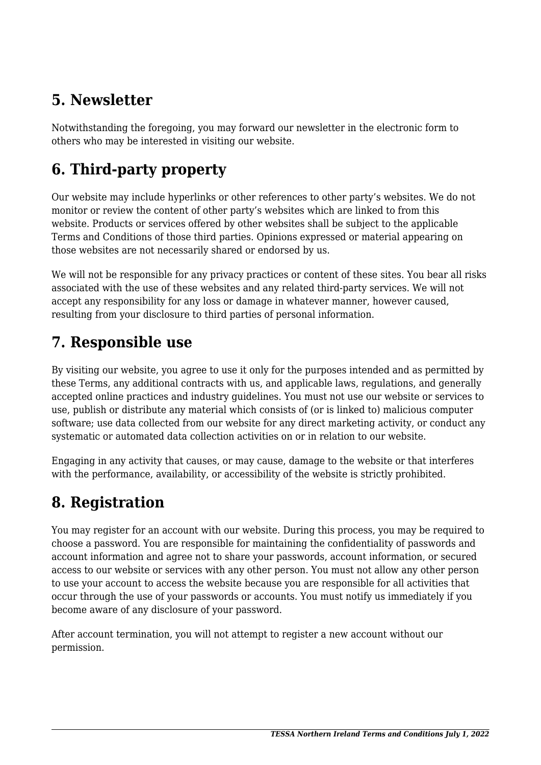## 5. Newsletter

Notwithstanding the foregoing, you may forward our newsletter in the electronic form to others who may be interested in visiting our website.

## 6. Third-party property

Our website may include hyperlinks or other references to other party's websites. We do not monitor or review the content of other party's websites which are linked to from this website. Products or services offered by other websites shall be subject to the applicable Terms and Conditions of those third parties. Opinions expressed or material appearing on those websites are not necessarily shared or endorsed by us.

We will not be responsible for any privacy practices or content of these sites. You bear all risks associated with the use of these websites and any related third-party services. We will not accept any responsibility for any loss or damage in whatever manner, however caused, resulting from your disclosure to third parties of personal information.

## 7. Responsible use

By visiting our website, you agree to use it only for the purposes intended and as permitted by these Terms, any additional contracts with us, and applicable laws, regulations, and generally accepted online practices and industry guidelines. You must not use our website or services to use, publish or distribute any material which consists of (or is linked to) malicious computer software; use data collected from our website for any direct marketing activity, or conduct any systematic or automated data collection activities on or in relation to our website.

Engaging in any activity that causes, or may cause, damage to the website or that interferes with the performance, availability, or accessibility of the website is strictly prohibited.

## 8. Registration

You may register for an account with our website. During this process, you may be required to choose a password. You are responsible for maintaining the confidentiality of passwords and account information and agree not to share your passwords, account information, or secured access to our website or services with any other person. You must not allow any other person to use your account to access the website because you are responsible for all activities that occur through the use of your passwords or accounts. You must notify us immediately if you become aware of any disclosure of your password.

After account termination, you will not attempt to register a new account without our permission.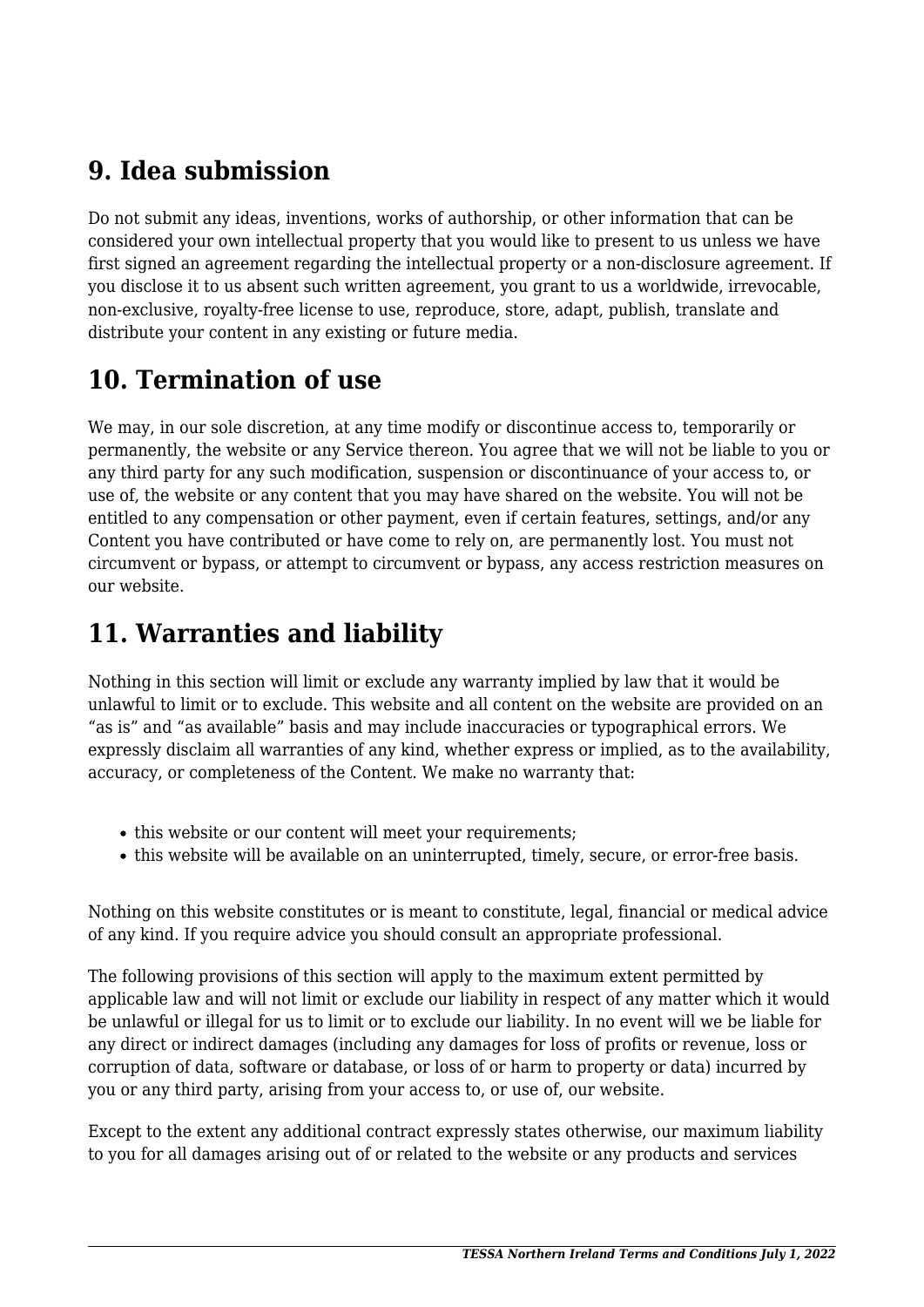## 9. Idea submission

Do not submit any ideas, inventions, works of authorship, or other information that can be considered your own intellectual property that you would like to present to us unless we have first signed an agreement regarding the intellectual property or a non-disclosure agreement. If you disclose it to us absent such written agreement, you grant to us a worldwide, irrevocable, non-exclusive, royalty-free license to use, reproduce, store, adapt, publish, translate and distribute your content in any existing or future media.

## 10. Termination of use

We may, in our sole discretion, at any time modify or discontinue access to, temporarily or permanently, the website or any Service thereon. You agree that we will not be liable to you or any third party for any such modification, suspension or discontinuance of your access to, or use of, the website or any content that you may have shared on the website. You will not be entitled to any compensation or other payment, even if certain features, settings, and/or any Content you have contributed or have come to rely on, are permanently lost. You must not circumvent or bypass, or attempt to circumvent or bypass, any access restriction measures on our website.

## 11. Warranties and liability

Nothing in this section will limit or exclude any warranty implied by law that it would be unlawful to limit or to exclude. This website and all content on the website are provided on an “as is” and “as available” basis and may include inaccuracies or typographical errors. We expressly disclaim all warranties of any kind, whether express or implied, as to the availability, accuracy, or completeness of the Content. We make no warranty that:

- this website or our content will meet your requirements;
- this website will be available on an uninterrupted, timely, secure, or error-free basis.

Nothing on this website constitutes or is meant to constitute, legal, financial or medical advice of any kind. If you require advice you should consult an appropriate professional.

The following provisions of this section will apply to the maximum extent permitted by applicable law and will not limit or exclude our liability in respect of any matter which it would be unlawful or illegal for us to limit or to exclude our liability. In no event will we be liable for any direct or indirect damages (including any damages for loss of profits or revenue, loss or corruption of data, software or database, or loss of or harm to property or data) incurred by you or any third party, arising from your access to, or use of, our website.

Except to the extent any additional contract expressly states otherwise, our maximum liability to you for all damages arising out of or related to the website or any products and services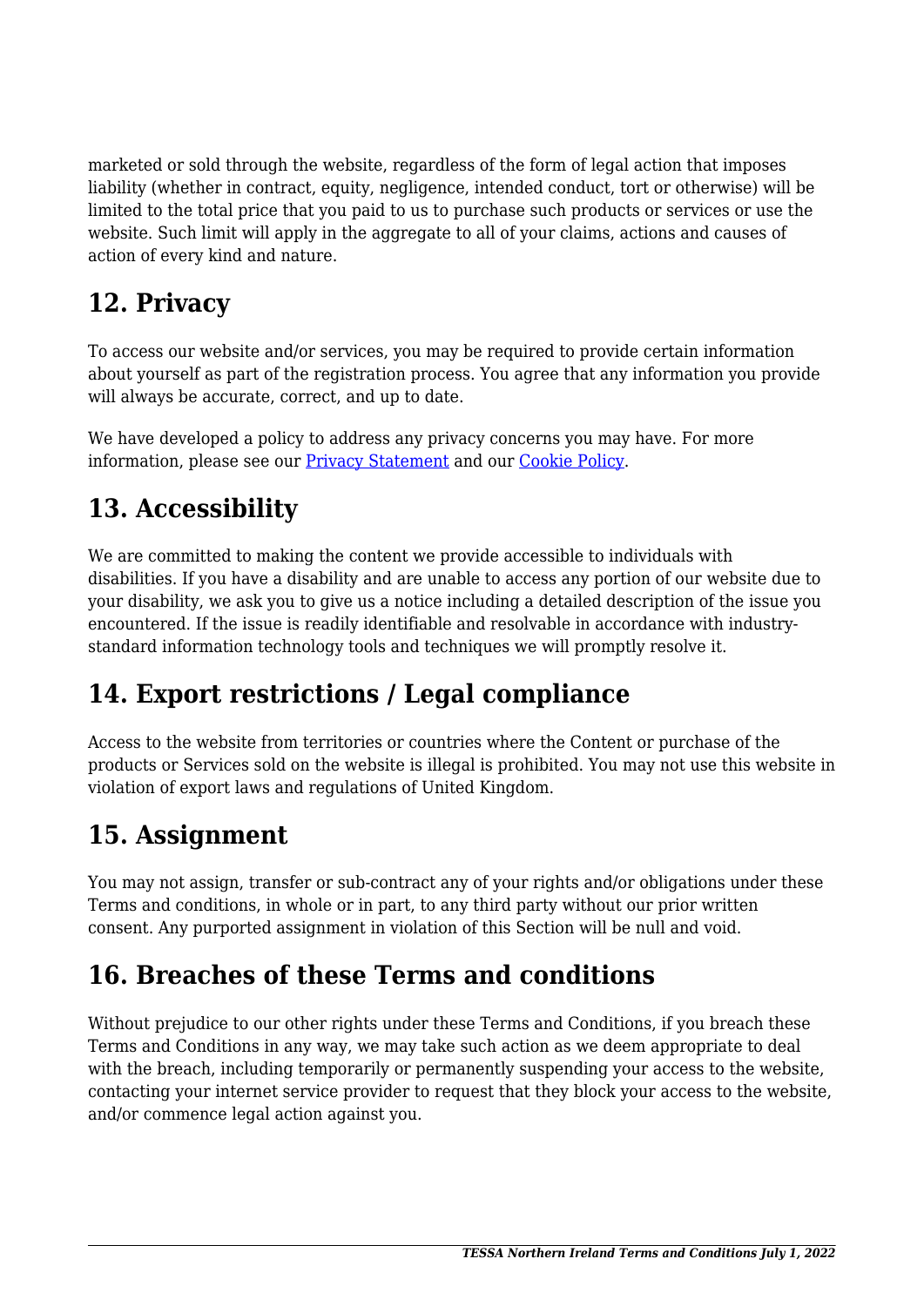marketed or sold through the website, regardless of the form of legal action that imposes liability (whether in contract, equity, negligence, intended conduct, tort or otherwise) will be limited to the total price that you paid to us to purchase such products or services or use the website. Such limit will apply in the aggregate to all of your claims, actions and causes of action of every kind and nature.

## 12. Privacy

To access our website and/or services, you may be required to provide certain information about yourself as part of the registration process. You agree that any information you provide will always be accurate, correct, and up to date.

We have developed a policy to address any privacy concerns you may have. For more information, please see our [Privacy Statement]() and our [Cookie Policy]().

## 13. Accessibility

We are committed to making the content we provide accessible to individuals with disabilities. If you have a disability and are unable to access any portion of our website due to your disability, we ask you to give us a notice including a detailed description of the issue you encountered. If the issue is readily identifiable and resolvable in accordance with industry-standard information technology tools and techniques we will promptly resolve it.

## 14. Export restrictions / Legal compliance

Access to the website from territories or countries where the Content or purchase of the products or Services sold on the website is illegal is prohibited. You may not use this website in violation of export laws and regulations of United Kingdom.

## 15. Assignment

You may not assign, transfer or sub-contract any of your rights and/or obligations under these Terms and conditions, in whole or in part, to any third party without our prior written consent. Any purported assignment in violation of this Section will be null and void.

## 16. Breaches of these Terms and conditions

Without prejudice to our other rights under these Terms and Conditions, if you breach these Terms and Conditions in any way, we may take such action as we deem appropriate to deal with the breach, including temporarily or permanently suspending your access to the website, contacting your internet service provider to request that they block your access to the website, and/or commence legal action against you.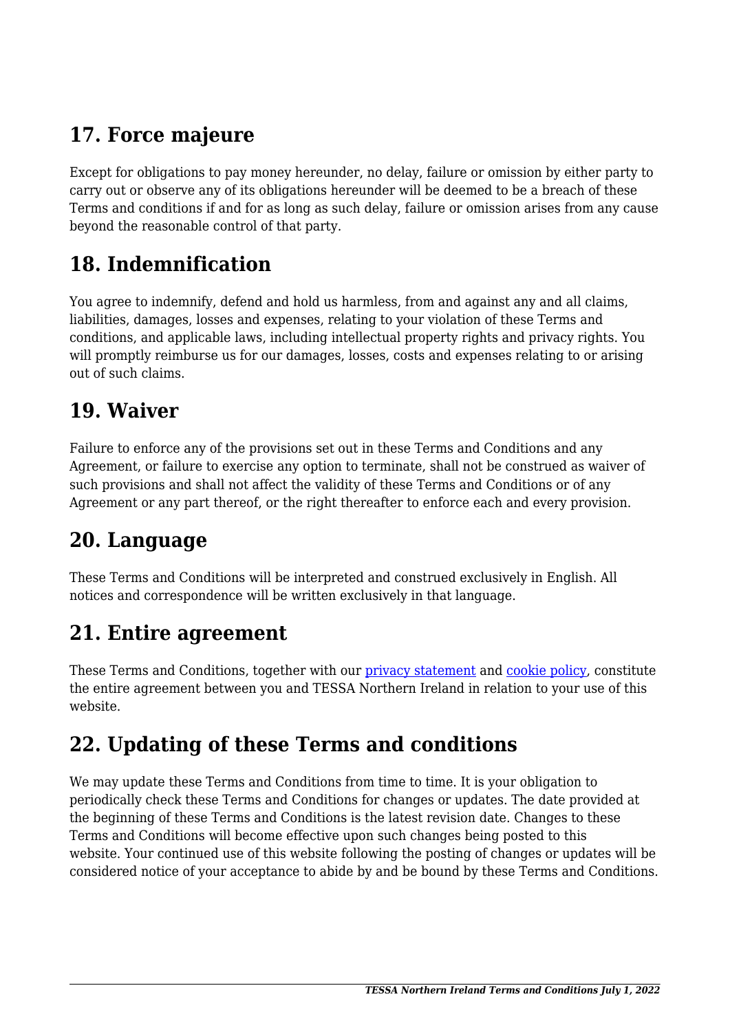## 17. Force majeure

Except for obligations to pay money hereunder, no delay, failure or omission by either party to carry out or observe any of its obligations hereunder will be deemed to be a breach of these Terms and conditions if and for as long as such delay, failure or omission arises from any cause beyond the reasonable control of that party.

## 18. Indemnification

You agree to indemnify, defend and hold us harmless, from and against any and all claims, liabilities, damages, losses and expenses, relating to your violation of these Terms and conditions, and applicable laws, including intellectual property rights and privacy rights. You will promptly reimburse us for our damages, losses, costs and expenses relating to or arising out of such claims.

## 19. Waiver

Failure to enforce any of the provisions set out in these Terms and Conditions and any Agreement, or failure to exercise any option to terminate, shall not be construed as waiver of such provisions and shall not affect the validity of these Terms and Conditions or of any Agreement or any part thereof, or the right thereafter to enforce each and every provision.

## 20. Language

These Terms and Conditions will be interpreted and construed exclusively in English. All notices and correspondence will be written exclusively in that language.

## 21. Entire agreement

These Terms and Conditions, together with our privacy statement and cookie policy, constitute the entire agreement between you and TESSA Northern Ireland in relation to your use of this website.

## 22. Updating of these Terms and conditions

We may update these Terms and Conditions from time to time. It is your obligation to periodically check these Terms and Conditions for changes or updates. The date provided at the beginning of these Terms and Conditions is the latest revision date. Changes to these Terms and Conditions will become effective upon such changes being posted to this website. Your continued use of this website following the posting of changes or updates will be considered notice of your acceptance to abide by and be bound by these Terms and Conditions.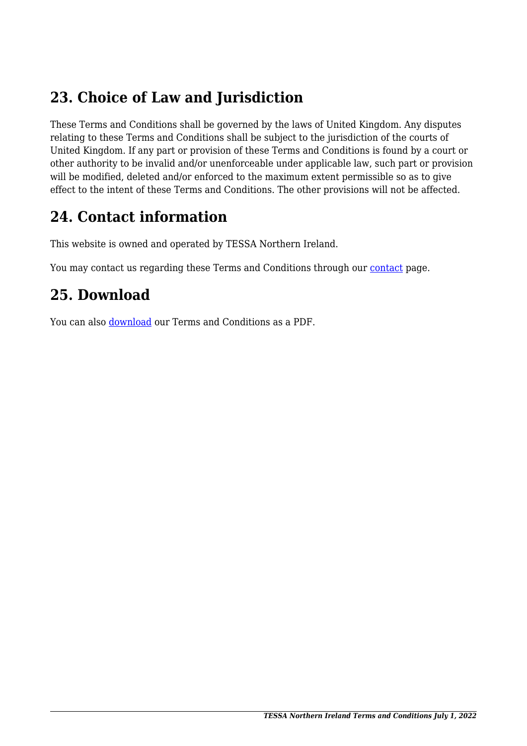## 23. Choice of Law and Jurisdiction

These Terms and Conditions shall be governed by the laws of United Kingdom. Any disputes relating to these Terms and Conditions shall be subject to the jurisdiction of the courts of United Kingdom. If any part or provision of these Terms and Conditions is found by a court or other authority to be invalid and/or unenforceable under applicable law, such part or provision will be modified, deleted and/or enforced to the maximum extent permissible so as to give effect to the intent of these Terms and Conditions. The other provisions will not be affected.

## 24. Contact information

This website is owned and operated by TESSA Northern Ireland.

You may contact us regarding these Terms and Conditions through our contact page.

## 25. Download

You can also download our Terms and Conditions as a PDF.